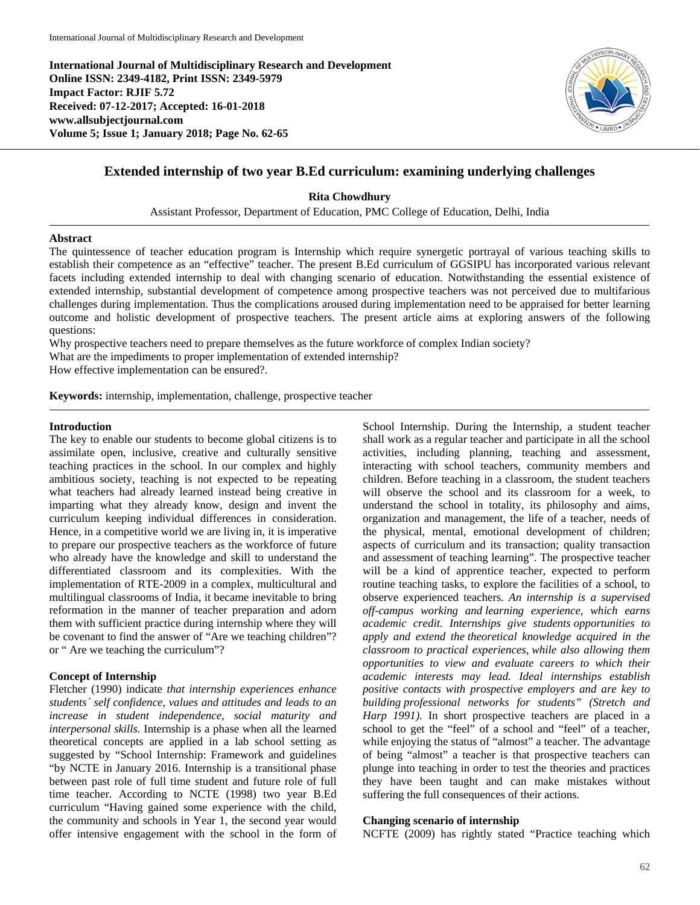**International Journal of Multidisciplinary Research and Development**
**Online ISSN: 2349-4182, Print ISSN: 2349-5979**
**Impact Factor: RJIF 5.72**
**Received: 07-12-2017; Accepted: 16-01-2018**
**www.allsubjectjournal.com**
**Volume 5; Issue 1; January 2018; Page No. 62-65**

# Extended internship of two year B.Ed curriculum: examining underlying challenges

**Rita Chowdhury**

Assistant Professor, Department of Education, PMC College of Education, Delhi, India

## Abstract

The quintessence of teacher education program is Internship which require synergetic portrayal of various teaching skills to establish their competence as an "effective" teacher. The present B.Ed curriculum of GGSIPU has incorporated various relevant facets including extended internship to deal with changing scenario of education. Notwithstanding the essential existence of extended internship, substantial development of competence among prospective teachers was not perceived due to multifarious challenges during implementation. Thus the complications aroused during implementation need to be appraised for better learning outcome and holistic development of prospective teachers. The present article aims at exploring answers of the following questions:

Why prospective teachers need to prepare themselves as the future workforce of complex Indian society?

What are the impediments to proper implementation of extended internship?

How effective implementation can be ensured?.

**Keywords:** internship, implementation, challenge, prospective teacher

## Introduction

The key to enable our students to become global citizens is to assimilate open, inclusive, creative and culturally sensitive teaching practices in the school. In our complex and highly ambitious society, teaching is not expected to be repeating what teachers had already learned instead being creative in imparting what they already know, design and invent the curriculum keeping individual differences in consideration. Hence, in a competitive world we are living in, it is imperative to prepare our prospective teachers as the workforce of future who already have the knowledge and skill to understand the differentiated classroom and its complexities. With the implementation of RTE-2009 in a complex, multicultural and multilingual classrooms of India, it became inevitable to bring reformation in the manner of teacher preparation and adorn them with sufficient practice during internship where they will be covenant to find the answer of "Are we teaching children"? or " Are we teaching the curriculum"?

## Concept of Internship

Fletcher (1990) indicate *that internship experiences enhance students´ self confidence, values and attitudes and leads to an increase in student independence, social maturity and interpersonal skills.* Internship is a phase when all the learned theoretical concepts are applied in a lab school setting as suggested by "School Internship: Framework and guidelines "by NCTE in January 2016. Internship is a transitional phase between past role of full time student and future role of full time teacher. According to NCTE (1998) two year B.Ed curriculum "Having gained some experience with the child, the community and schools in Year 1, the second year would offer intensive engagement with the school in the form of School Internship. During the Internship, a student teacher shall work as a regular teacher and participate in all the school activities, including planning, teaching and assessment, interacting with school teachers, community members and children. Before teaching in a classroom, the student teachers will observe the school and its classroom for a week, to understand the school in totality, its philosophy and aims, organization and management, the life of a teacher, needs of the physical, mental, emotional development of children; aspects of curriculum and its transaction; quality transaction and assessment of teaching learning". The prospective teacher will be a kind of apprentice teacher, expected to perform routine teaching tasks, to explore the facilities of a school, to observe experienced teachers. *An internship is a supervised off-campus working and learning experience, which earns academic credit. Internships give students opportunities to apply and extend the theoretical knowledge acquired in the classroom to practical experiences, while also allowing them opportunities to view and evaluate careers to which their academic interests may lead. Ideal internships establish positive contacts with prospective employers and are key to building professional networks for students" (Stretch and Harp 1991).* In short prospective teachers are placed in a school to get the "feel" of a school and "feel" of a teacher, while enjoying the status of "almost" a teacher. The advantage of being "almost" a teacher is that prospective teachers can plunge into teaching in order to test the theories and practices they have been taught and can make mistakes without suffering the full consequences of their actions.

## Changing scenario of internship

NCFTE (2009) has rightly stated "Practice teaching which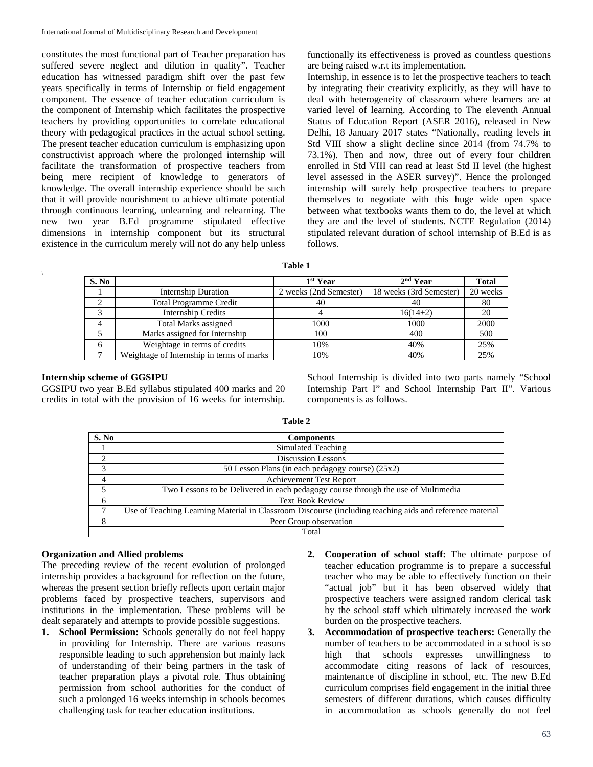constitutes the most functional part of Teacher preparation has suffered severe neglect and dilution in quality". Teacher education has witnessed paradigm shift over the past few years specifically in terms of Internship or field engagement component. The essence of teacher education curriculum is the component of Internship which facilitates the prospective teachers by providing opportunities to correlate educational theory with pedagogical practices in the actual school setting. The present teacher education curriculum is emphasizing upon constructivist approach where the prolonged internship will facilitate the transformation of prospective teachers from being mere recipient of knowledge to generators of knowledge. The overall internship experience should be such that it will provide nourishment to achieve ultimate potential through continuous learning, unlearning and relearning. The new two year B.Ed programme stipulated effective dimensions in internship component but its structural existence in the curriculum merely will not do any help unless functionally its effectiveness is proved as countless questions are being raised w.r.t its implementation.

Internship, in essence is to let the prospective teachers to teach by integrating their creativity explicitly, as they will have to deal with heterogeneity of classroom where learners are at varied level of learning. According to The eleventh Annual Status of Education Report (ASER 2016), released in New Delhi, 18 January 2017 states "Nationally, reading levels in Std VIII show a slight decline since 2014 (from 74.7% to 73.1%). Then and now, three out of every four children enrolled in Std VIII can read at least Std II level (the highest level assessed in the ASER survey)". Hence the prolonged internship will surely help prospective teachers to prepare themselves to negotiate with this huge wide open space between what textbooks wants them to do, the level at which they are and the level of students. NCTE Regulation (2014) stipulated relevant duration of school internship of B.Ed is as follows.

**Table 1**

| S. No | | 1st Year | 2nd Year | Total |
|---|---|---|---|---|
| 1 | Internship Duration | 2 weeks (2nd Semester) | 18 weeks (3rd Semester) | 20 weeks |
| 2 | Total Programme Credit | 40 | 40 | 80 |
| 3 | Internship Credits | 4 | 16(14+2) | 20 |
| 4 | Total Marks assigned | 1000 | 1000 | 2000 |
| 5 | Marks assigned for Internship | 100 | 400 | 500 |
| 6 | Weightage in terms of credits | 10% | 40% | 25% |
| 7 | Weightage of Internship in terms of marks | 10% | 40% | 25% |

**Internship scheme of GGSIPU**

GGSIPU two year B.Ed syllabus stipulated 400 marks and 20 credits in total with the provision of 16 weeks for internship. School Internship is divided into two parts namely "School Internship Part I" and School Internship Part II". Various components is as follows.

**Table 2**

| S. No | Components |
|---|---|
| 1 | Simulated Teaching |
| 2 | Discussion Lessons |
| 3 | 50 Lesson Plans (in each pedagogy course) (25x2) |
| 4 | Achievement Test Report |
| 5 | Two Lessons to be Delivered in each pedagogy course through the use of Multimedia |
| 6 | Text Book Review |
| 7 | Use of Teaching Learning Material in Classroom Discourse (including teaching aids and reference material |
| 8 | Peer Group observation |
| | Total |

**Organization and Allied problems**

The preceding review of the recent evolution of prolonged internship provides a background for reflection on the future, whereas the present section briefly reflects upon certain major problems faced by prospective teachers, supervisors and institutions in the implementation. These problems will be dealt separately and attempts to provide possible suggestions.

1. **School Permission:** Schools generally do not feel happy in providing for Internship. There are various reasons responsible leading to such apprehension but mainly lack of understanding of their being partners in the task of teacher preparation plays a pivotal role. Thus obtaining permission from school authorities for the conduct of such a prolonged 16 weeks internship in schools becomes challenging task for teacher education institutions.
2. **Cooperation of school staff:** The ultimate purpose of teacher education programme is to prepare a successful teacher who may be able to effectively function on their "actual job" but it has been observed widely that prospective teachers were assigned random clerical task by the school staff which ultimately increased the work burden on the prospective teachers.
3. **Accommodation of prospective teachers:** Generally the number of teachers to be accommodated in a school is so high that schools expresses unwillingness to accommodate citing reasons of lack of resources, maintenance of discipline in school, etc. The new B.Ed curriculum comprises field engagement in the initial three semesters of different durations, which causes difficulty in accommodation as schools generally do not feel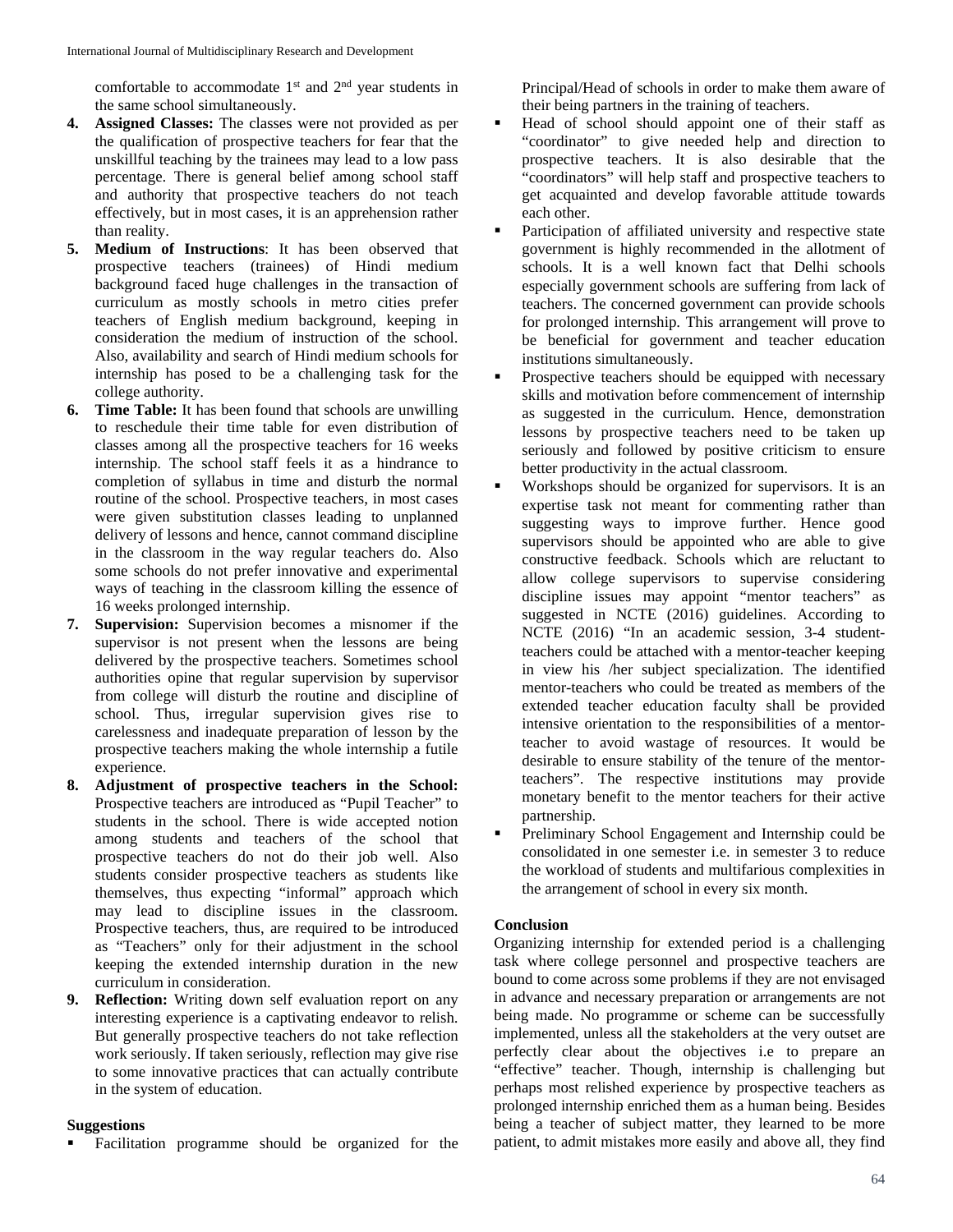comfortable to accommodate 1st and 2nd year students in the same school simultaneously.

4. **Assigned Classes:** The classes were not provided as per the qualification of prospective teachers for fear that the unskillful teaching by the trainees may lead to a low pass percentage. There is general belief among school staff and authority that prospective teachers do not teach effectively, but in most cases, it is an apprehension rather than reality.
5. **Medium of Instructions**: It has been observed that prospective teachers (trainees) of Hindi medium background faced huge challenges in the transaction of curriculum as mostly schools in metro cities prefer teachers of English medium background, keeping in consideration the medium of instruction of the school. Also, availability and search of Hindi medium schools for internship has posed to be a challenging task for the college authority.
6. **Time Table:** It has been found that schools are unwilling to reschedule their time table for even distribution of classes among all the prospective teachers for 16 weeks internship. The school staff feels it as a hindrance to completion of syllabus in time and disturb the normal routine of the school. Prospective teachers, in most cases were given substitution classes leading to unplanned delivery of lessons and hence, cannot command discipline in the classroom in the way regular teachers do. Also some schools do not prefer innovative and experimental ways of teaching in the classroom killing the essence of 16 weeks prolonged internship.
7. **Supervision:** Supervision becomes a misnomer if the supervisor is not present when the lessons are being delivered by the prospective teachers. Sometimes school authorities opine that regular supervision by supervisor from college will disturb the routine and discipline of school. Thus, irregular supervision gives rise to carelessness and inadequate preparation of lesson by the prospective teachers making the whole internship a futile experience.
8. **Adjustment of prospective teachers in the School:** Prospective teachers are introduced as "Pupil Teacher" to students in the school. There is wide accepted notion among students and teachers of the school that prospective teachers do not do their job well. Also students consider prospective teachers as students like themselves, thus expecting "informal" approach which may lead to discipline issues in the classroom. Prospective teachers, thus, are required to be introduced as "Teachers" only for their adjustment in the school keeping the extended internship duration in the new curriculum in consideration.
9. **Reflection:** Writing down self evaluation report on any interesting experience is a captivating endeavor to relish. But generally prospective teachers do not take reflection work seriously. If taken seriously, reflection may give rise to some innovative practices that can actually contribute in the system of education.

### Suggestions

- Facilitation programme should be organized for the Principal/Head of schools in order to make them aware of their being partners in the training of teachers.
- Head of school should appoint one of their staff as "coordinator" to give needed help and direction to prospective teachers. It is also desirable that the "coordinators" will help staff and prospective teachers to get acquainted and develop favorable attitude towards each other.
- Participation of affiliated university and respective state government is highly recommended in the allotment of schools. It is a well known fact that Delhi schools especially government schools are suffering from lack of teachers. The concerned government can provide schools for prolonged internship. This arrangement will prove to be beneficial for government and teacher education institutions simultaneously.
- Prospective teachers should be equipped with necessary skills and motivation before commencement of internship as suggested in the curriculum. Hence, demonstration lessons by prospective teachers need to be taken up seriously and followed by positive criticism to ensure better productivity in the actual classroom.
- Workshops should be organized for supervisors. It is an expertise task not meant for commenting rather than suggesting ways to improve further. Hence good supervisors should be appointed who are able to give constructive feedback. Schools which are reluctant to allow college supervisors to supervise considering discipline issues may appoint "mentor teachers" as suggested in NCTE (2016) guidelines. According to NCTE (2016) "In an academic session, 3-4 student-teachers could be attached with a mentor-teacher keeping in view his /her subject specialization. The identified mentor-teachers who could be treated as members of the extended teacher education faculty shall be provided intensive orientation to the responsibilities of a mentor-teacher to avoid wastage of resources. It would be desirable to ensure stability of the tenure of the mentor-teachers". The respective institutions may provide monetary benefit to the mentor teachers for their active partnership.
- Preliminary School Engagement and Internship could be consolidated in one semester i.e. in semester 3 to reduce the workload of students and multifarious complexities in the arrangement of school in every six month.

### Conclusion

Organizing internship for extended period is a challenging task where college personnel and prospective teachers are bound to come across some problems if they are not envisaged in advance and necessary preparation or arrangements are not being made. No programme or scheme can be successfully implemented, unless all the stakeholders at the very outset are perfectly clear about the objectives i.e to prepare an "effective" teacher. Though, internship is challenging but perhaps most relished experience by prospective teachers as prolonged internship enriched them as a human being. Besides being a teacher of subject matter, they learned to be more patient, to admit mistakes more easily and above all, they find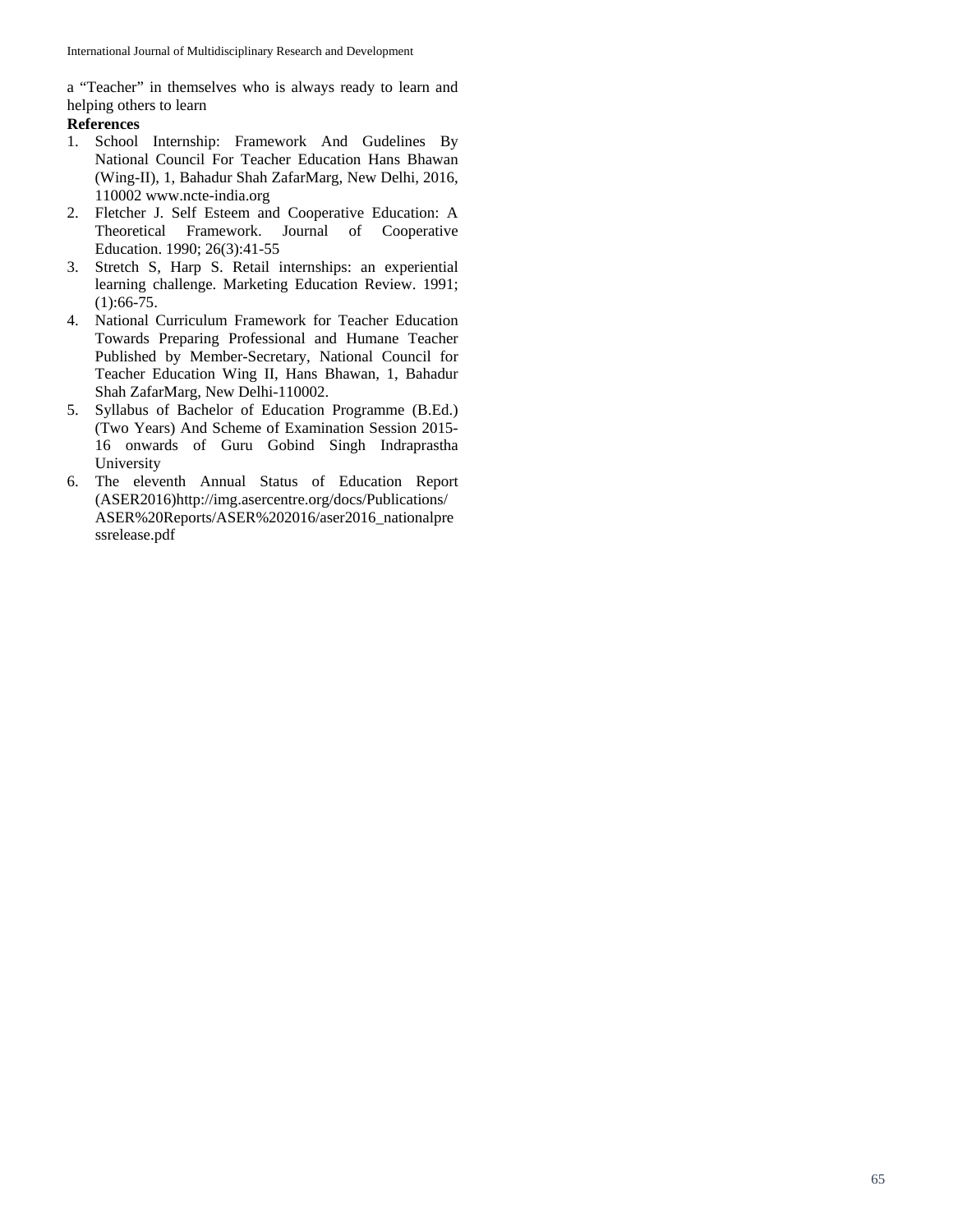a “Teacher” in themselves who is always ready to learn and helping others to learn

**References**

1. School Internship: Framework And Gudelines By National Council For Teacher Education Hans Bhawan (Wing-II), 1, Bahadur Shah ZafarMarg, New Delhi, 2016, 110002 www.ncte-india.org
2. Fletcher J. Self Esteem and Cooperative Education: A Theoretical Framework. Journal of Cooperative Education. 1990; 26(3):41-55
3. Stretch S, Harp S. Retail internships: an experiential learning challenge. Marketing Education Review. 1991; (1):66-75.
4. National Curriculum Framework for Teacher Education Towards Preparing Professional and Humane Teacher Published by Member-Secretary, National Council for Teacher Education Wing II, Hans Bhawan, 1, Bahadur Shah ZafarMarg, New Delhi-110002.
5. Syllabus of Bachelor of Education Programme (B.Ed.) (Two Years) And Scheme of Examination Session 2015-16 onwards of Guru Gobind Singh Indraprastha University
6. The eleventh Annual Status of Education Report (ASER2016)http://img.asercentre.org/docs/Publications/ASER%20Reports/ASER%202016/aser2016_nationalpressrelease.pdf